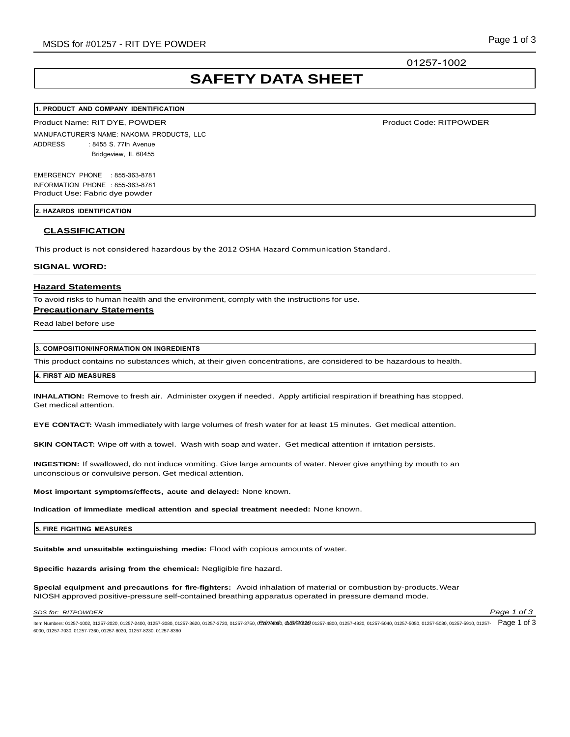01257-1002

# SAFETY DATA SHEET

## 1. PRODUCT AND COMPANY IDENTIFICATION

Product Name: RIT DYE, POWDER Product Code: RITPOWDER

MANUFACTURER'S NAME: NAKOMA PRODUCTS, LLC

ADDRESS : 8455 S. 77th Avenue
Bridgeview, IL 60455

EMERGENCY PHONE : 855-363-8781
INFORMATION PHONE : 855-363-8781
Product Use: Fabric dye powder

## 2. HAZARDS IDENTIFICATION

### CLASSIFICATION

This product is not considered hazardous by the 2012 OSHA Hazard Communication Standard.

**SIGNAL WORD:**

**Hazard Statements**

To avoid risks to human health and the environment, comply with the instructions for use.

**Precautionary Statements**

Read label before use

## 3. COMPOSITION/INFORMATION ON INGREDIENTS

This product contains no substances which, at their given concentrations, are considered to be hazardous to health.

## 4. FIRST AID MEASURES

**INHALATION:** Remove to fresh air. Administer oxygen if needed. Apply artificial respiration if breathing has stopped. Get medical attention.

**EYE CONTACT:** Wash immediately with large volumes of fresh water for at least 15 minutes. Get medical attention.

**SKIN CONTACT:** Wipe off with a towel. Wash with soap and water. Get medical attention if irritation persists.

**INGESTION:** If swallowed, do not induce vomiting. Give large amounts of water. Never give anything by mouth to an unconscious or convulsive person. Get medical attention.

**Most important symptoms/effects, acute and delayed:** None known.

**Indication of immediate medical attention and special treatment needed:** None known.

## 5. FIRE FIGHTING MEASURES

**Suitable and unsuitable extinguishing media:** Flood with copious amounts of water.

**Specific hazards arising from the chemical:** Negligible fire hazard.

**Special equipment and precautions for fire-fighters:** Avoid inhalation of material or combustion by-products. Wear NIOSH approved positive-pressure self-contained breathing apparatus operated in pressure demand mode.

Item Numbers: 01257-1002, 01257-2020, 01257-2400, 01257-3080, 01257-3620, 01257-3720, 01257-3750, 01257-4000, 01257-4400, 01257-4800, 01257-4920, 01257-5040, 01257-5050, 01257-5080, 01257-5910, 01257-6000, 01257-7030, 01257-7360, 01257-8030, 01257-8230, 01257-8360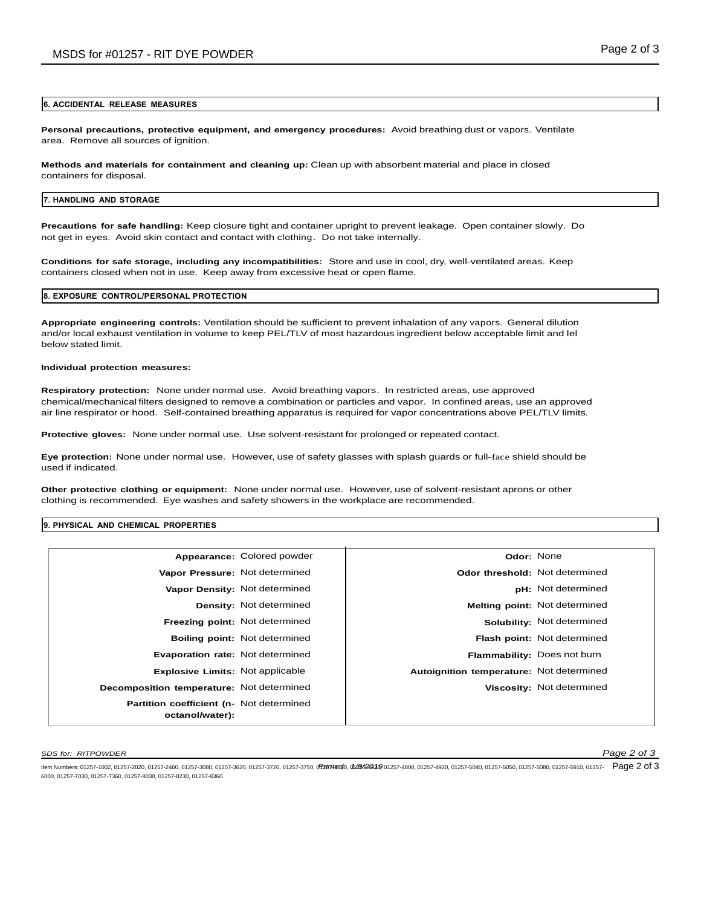## 6. ACCIDENTAL RELEASE MEASURES

**Personal precautions, protective equipment, and emergency procedures:** Avoid breathing dust or vapors. Ventilate area. Remove all sources of ignition.

**Methods and materials for containment and cleaning up:** Clean up with absorbent material and place in closed containers for disposal.

## 7. HANDLING AND STORAGE

**Precautions for safe handling:** Keep closure tight and container upright to prevent leakage. Open container slowly. Do not get in eyes. Avoid skin contact and contact with clothing. Do not take internally.

**Conditions for safe storage, including any incompatibilities:** Store and use in cool, dry, well-ventilated areas. Keep containers closed when not in use. Keep away from excessive heat or open flame.

## 8. EXPOSURE CONTROL/PERSONAL PROTECTION

**Appropriate engineering controls:** Ventilation should be sufficient to prevent inhalation of any vapors. General dilution and/or local exhaust ventilation in volume to keep PEL/TLV of most hazardous ingredient below acceptable limit and lel below stated limit.

**Individual protection measures:**

**Respiratory protection:** None under normal use. Avoid breathing vapors. In restricted areas, use approved chemical/mechanical filters designed to remove a combination or particles and vapor. In confined areas, use an approved air line respirator or hood. Self-contained breathing apparatus is required for vapor concentrations above PEL/TLV limits.

**Protective gloves:** None under normal use. Use solvent-resistant for prolonged or repeated contact.

**Eye protection:** None under normal use. However, use of safety glasses with splash guards or full-face shield should be used if indicated.

**Other protective clothing or equipment:** None under normal use. However, use of solvent-resistant aprons or other clothing is recommended. Eye washes and safety showers in the workplace are recommended.

## 9. PHYSICAL AND CHEMICAL PROPERTIES

| | | | |
|---|---|---|---|
| **Appearance:** | Colored powder | **Odor:** | None |
| **Vapor Pressure:** | Not determined | **Odor threshold:** | Not determined |
| **Vapor Density:** | Not determined | **pH:** | Not determined |
| **Density:** | Not determined | **Melting point:** | Not determined |
| **Freezing point:** | Not determined | **Solubility:** | Not determined |
| **Boiling point:** | Not determined | **Flash point:** | Not determined |
| **Evaporation rate:** | Not determined | **Flammability:** | Does not burn |
| **Explosive Limits:** | Not applicable | **Autoignition temperature:** | Not determined |
| **Decomposition temperature:** | Not determined | **Viscosity:** | Not determined |
| **Partition coefficient (n-octanol/water):** | Not determined | | |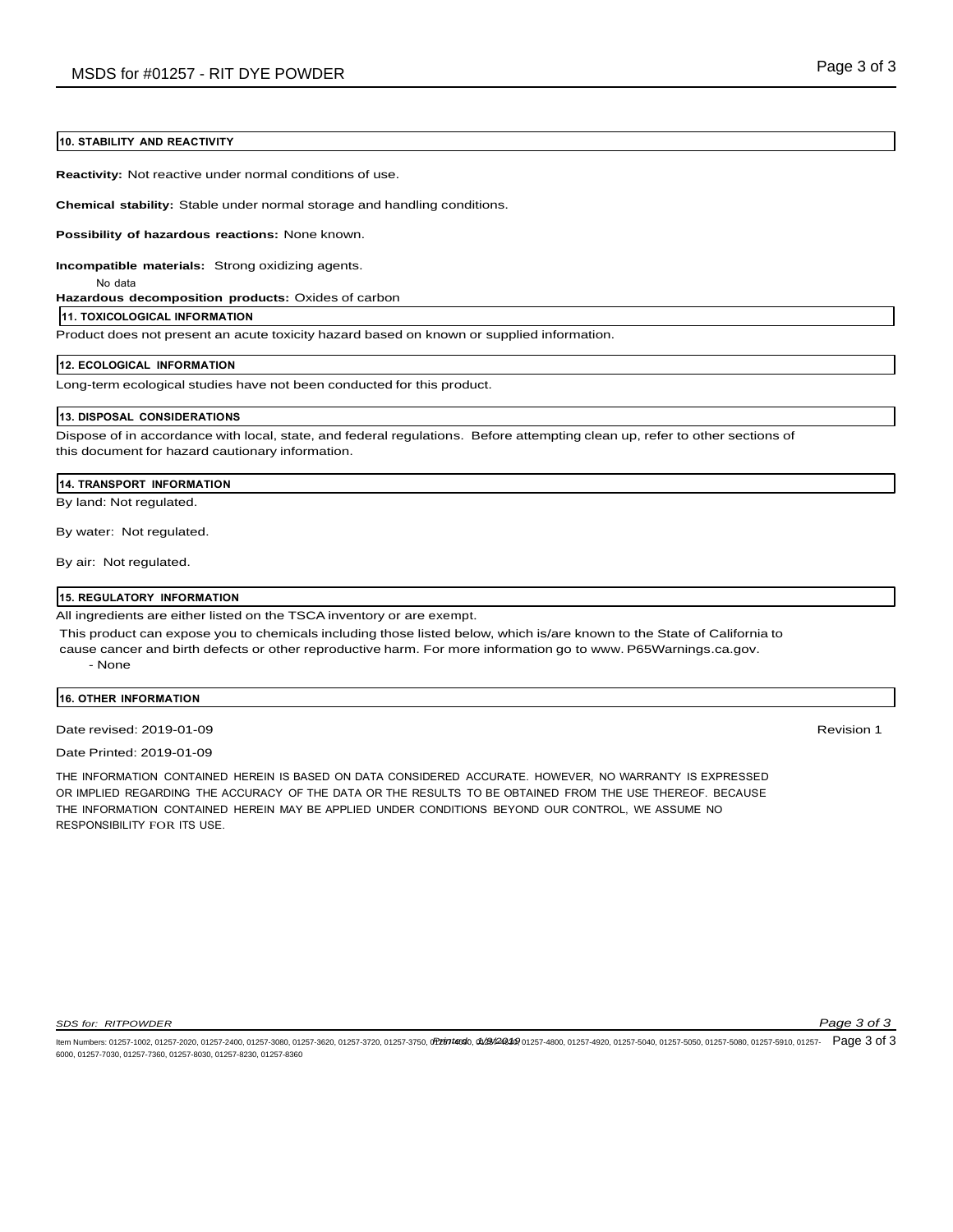## 10. STABILITY AND REACTIVITY

**Reactivity:** Not reactive under normal conditions of use.

**Chemical stability:** Stable under normal storage and handling conditions.

**Possibility of hazardous reactions:** None known.

**Incompatible materials:** Strong oxidizing agents.

No data

**Hazardous decomposition products:** Oxides of carbon

## 11. TOXICOLOGICAL INFORMATION

Product does not present an acute toxicity hazard based on known or supplied information.

## 12. ECOLOGICAL INFORMATION

Long-term ecological studies have not been conducted for this product.

## 13. DISPOSAL CONSIDERATIONS

Dispose of in accordance with local, state, and federal regulations. Before attempting clean up, refer to other sections of this document for hazard cautionary information.

## 14. TRANSPORT INFORMATION

By land: Not regulated.

By water: Not regulated.

By air: Not regulated.

## 15. REGULATORY INFORMATION

All ingredients are either listed on the TSCA inventory or are exempt.

This product can expose you to chemicals including those listed below, which is/are known to the State of California to cause cancer and birth defects or other reproductive harm. For more information go to www. P65Warnings.ca.gov.

- None

## 16. OTHER INFORMATION

Date revised: 2019-01-09 Revision 1

Date Printed: 2019-01-09

THE INFORMATION CONTAINED HEREIN IS BASED ON DATA CONSIDERED ACCURATE. HOWEVER, NO WARRANTY IS EXPRESSED OR IMPLIED REGARDING THE ACCURACY OF THE DATA OR THE RESULTS TO BE OBTAINED FROM THE USE THEREOF. BECAUSE THE INFORMATION CONTAINED HEREIN MAY BE APPLIED UNDER CONDITIONS BEYOND OUR CONTROL, WE ASSUME NO RESPONSIBILITY FOR ITS USE.